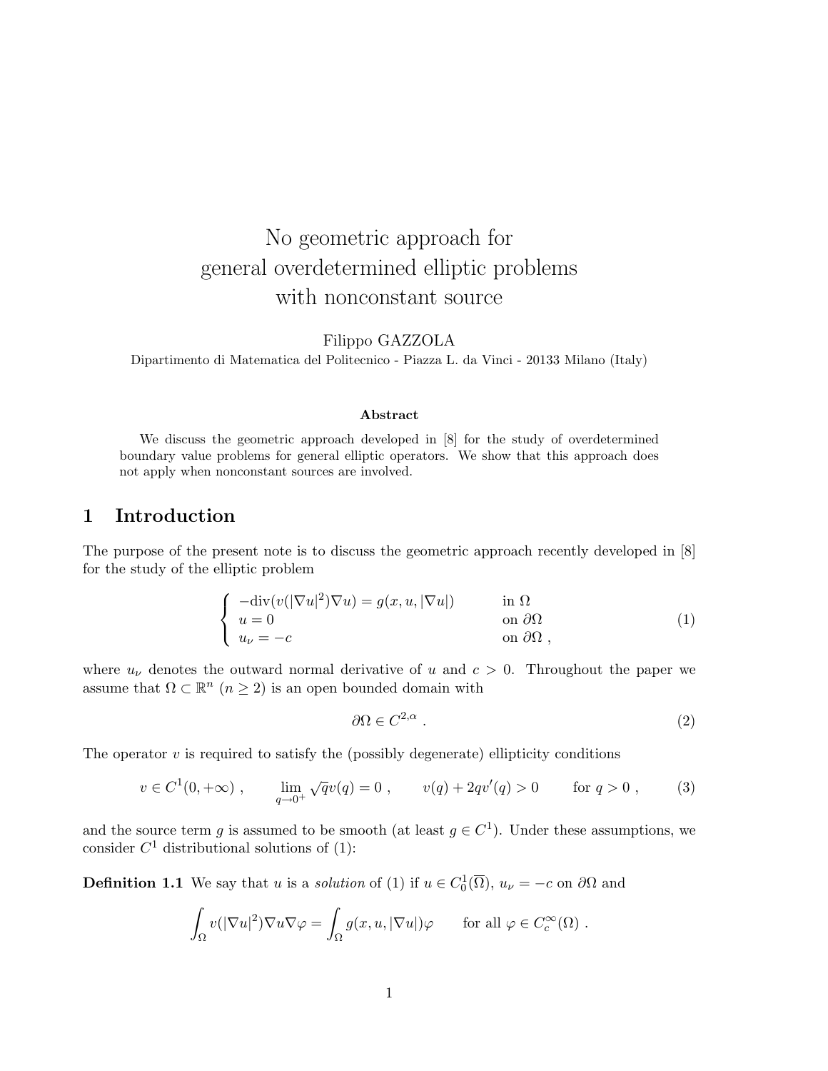# No geometric approach for general overdetermined elliptic problems with nonconstant source

Filippo GAZZOLA

Dipartimento di Matematica del Politecnico - Piazza L. da Vinci - 20133 Milano (Italy)

**Abstract**

We discuss the geometric approach developed in [8] for the study of overdetermined boundary value problems for general elliptic operators. We show that this approach does not apply when nonconstant sources are involved.

## 1 Introduction

The purpose of the present note is to discuss the geometric approach recently developed in [8] for the study of the elliptic problem

$$
\begin{cases}
-\mathrm{div}(v(|\nabla u|^2)\nabla u) = g(x, u, |\nabla u|) & \text{in } \Omega \\
u = 0 & \text{on } \partial\Omega \\
u_\nu = -c & \text{on } \partial\Omega \ ,
\end{cases}
\tag{1}
$$

where $u_\nu$ denotes the outward normal derivative of $u$ and $c > 0$. Throughout the paper we assume that $\Omega \subset \mathbb{R}^n$ ($n \geq 2$) is an open bounded domain with

$$
\partial\Omega \in C^{2,\alpha} \ . \tag{2}
$$

The operator $v$ is required to satisfy the (possibly degenerate) ellipticity conditions

$$
v \in C^1(0, +\infty) \ , \qquad \lim_{q \to 0^+} \sqrt{q}\, v(q) = 0 \ , \qquad v(q) + 2qv'(q) > 0 \qquad \text{for } q > 0 \ , \tag{3}
$$

and the source term $g$ is assumed to be smooth (at least $g \in C^1$). Under these assumptions, we consider $C^1$ distributional solutions of (1):

**Definition 1.1** We say that $u$ is a *solution* of (1) if $u \in C^1_0(\overline{\Omega})$, $u_\nu = -c$ on $\partial\Omega$ and

$$
\int_\Omega v(|\nabla u|^2)\nabla u \nabla \varphi = \int_\Omega g(x, u, |\nabla u|)\varphi \qquad \text{for all } \varphi \in C^\infty_c(\Omega) \ .
$$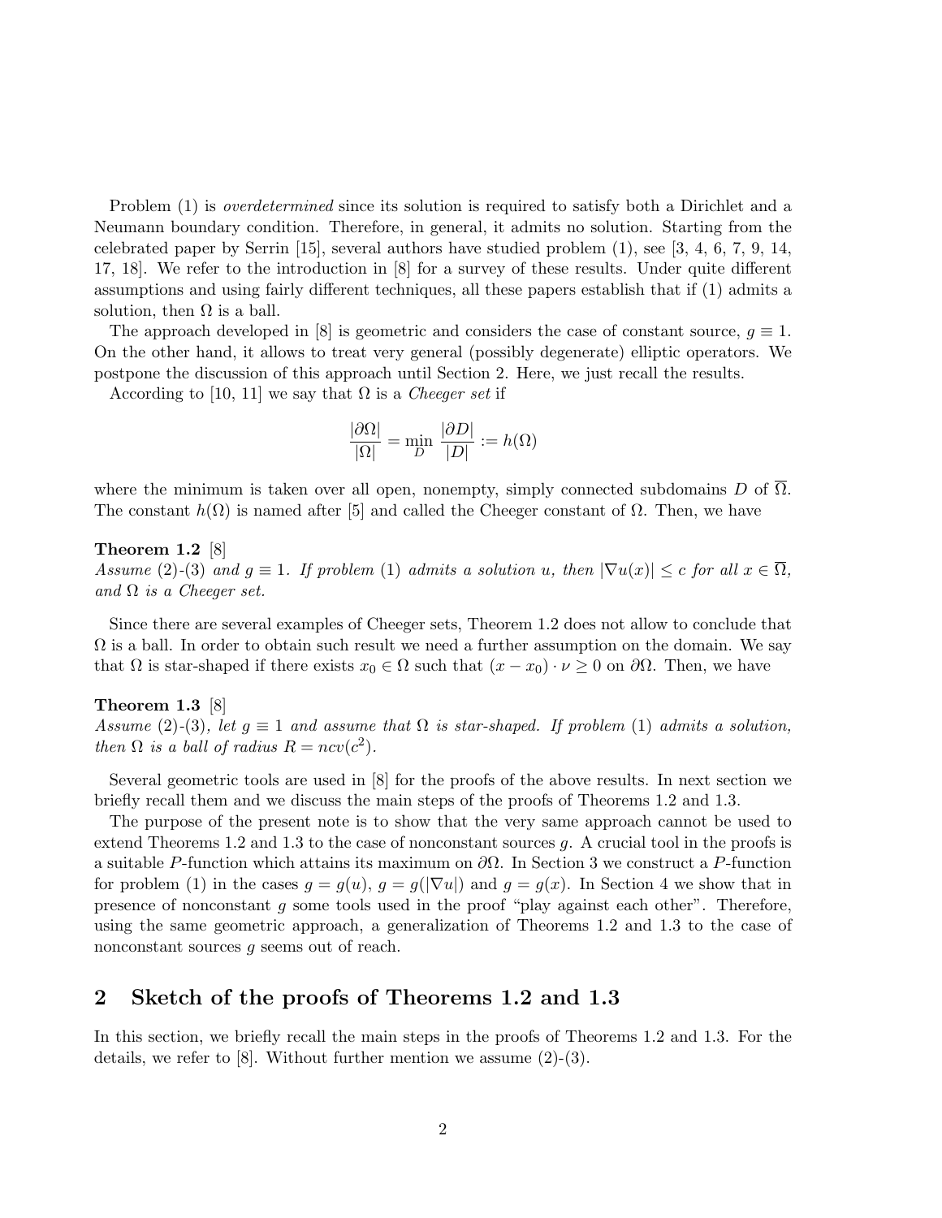Problem (1) is *overdetermined* since its solution is required to satisfy both a Dirichlet and a Neumann boundary condition. Therefore, in general, it admits no solution. Starting from the celebrated paper by Serrin [15], several authors have studied problem (1), see [3, 4, 6, 7, 9, 14, 17, 18]. We refer to the introduction in [8] for a survey of these results. Under quite different assumptions and using fairly different techniques, all these papers establish that if (1) admits a solution, then $\Omega$ is a ball.

The approach developed in [8] is geometric and considers the case of constant source, $g \equiv 1$. On the other hand, it allows to treat very general (possibly degenerate) elliptic operators. We postpone the discussion of this approach until Section 2. Here, we just recall the results.

According to [10, 11] we say that $\Omega$ is a *Cheeger set* if

$$\frac{|\partial\Omega|}{|\Omega|} = \min_D \frac{|\partial D|}{|D|} := h(\Omega)$$

where the minimum is taken over all open, nonempty, simply connected subdomains $D$ of $\overline{\Omega}$. The constant $h(\Omega)$ is named after [5] and called the Cheeger constant of $\Omega$. Then, we have

**Theorem 1.2** [8]
*Assume* (2)-(3) *and* $g \equiv 1$. *If problem* (1) *admits a solution* $u$, *then* $|\nabla u(x)| \leq c$ *for all* $x \in \overline{\Omega}$, *and* $\Omega$ *is a Cheeger set.*

Since there are several examples of Cheeger sets, Theorem 1.2 does not allow to conclude that $\Omega$ is a ball. In order to obtain such result we need a further assumption on the domain. We say that $\Omega$ is star-shaped if there exists $x_0 \in \Omega$ such that $(x - x_0) \cdot \nu \geq 0$ on $\partial\Omega$. Then, we have

**Theorem 1.3** [8]
*Assume* (2)-(3), *let* $g \equiv 1$ *and assume that* $\Omega$ *is star-shaped. If problem* (1) *admits a solution, then* $\Omega$ *is a ball of radius* $R = ncv(c^2)$.

Several geometric tools are used in [8] for the proofs of the above results. In next section we briefly recall them and we discuss the main steps of the proofs of Theorems 1.2 and 1.3.

The purpose of the present note is to show that the very same approach cannot be used to extend Theorems 1.2 and 1.3 to the case of nonconstant sources $g$. A crucial tool in the proofs is a suitable $P$-function which attains its maximum on $\partial\Omega$. In Section 3 we construct a $P$-function for problem (1) in the cases $g = g(u)$, $g = g(|\nabla u|)$ and $g = g(x)$. In Section 4 we show that in presence of nonconstant $g$ some tools used in the proof "play against each other". Therefore, using the same geometric approach, a generalization of Theorems 1.2 and 1.3 to the case of nonconstant sources $g$ seems out of reach.

## 2 Sketch of the proofs of Theorems 1.2 and 1.3

In this section, we briefly recall the main steps in the proofs of Theorems 1.2 and 1.3. For the details, we refer to [8]. Without further mention we assume (2)-(3).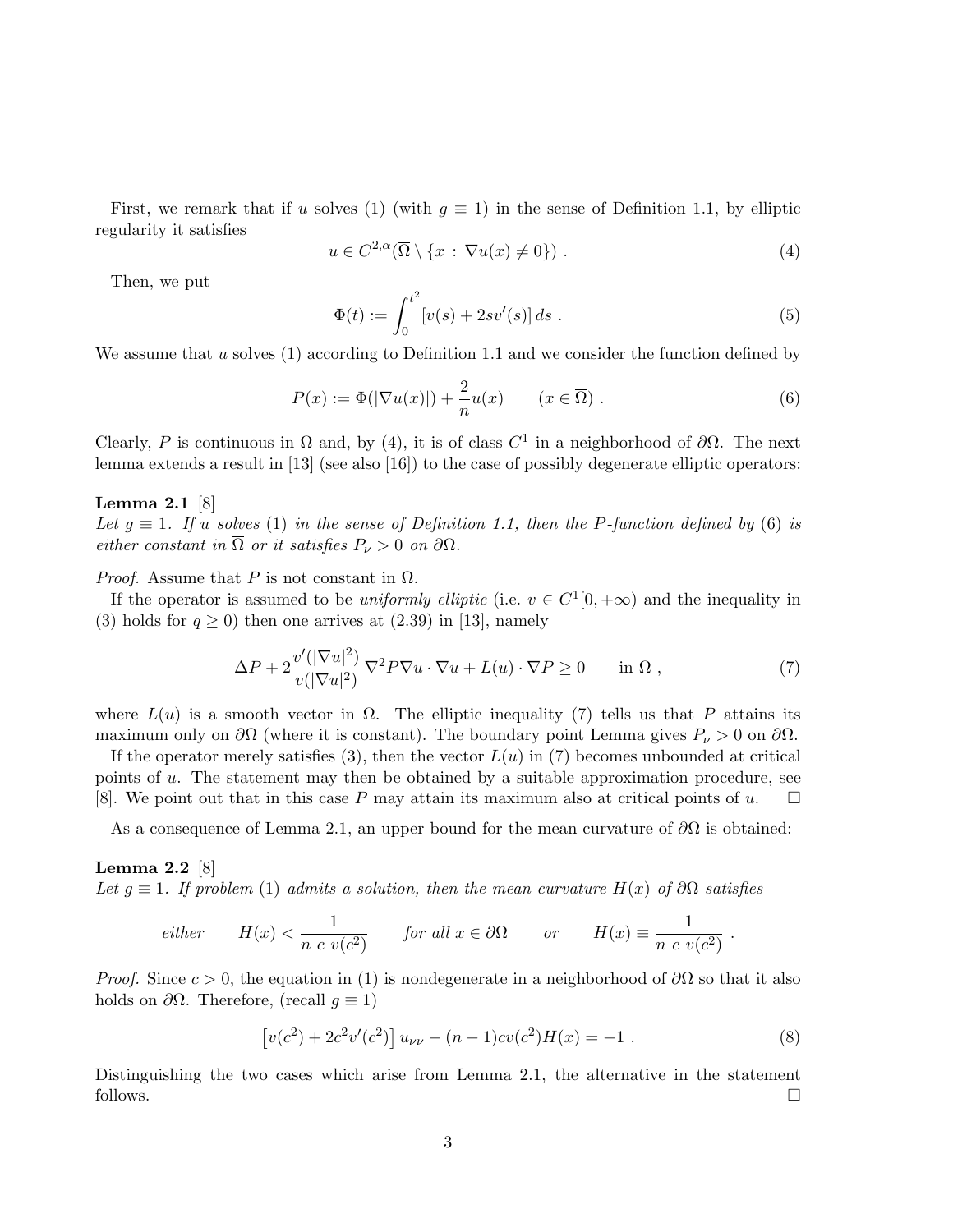First, we remark that if $u$ solves (1) (with $g \equiv 1$) in the sense of Definition 1.1, by elliptic regularity it satisfies

$$u \in C^{2,\alpha}(\overline{\Omega} \setminus \{x \, : \, \nabla u(x) \neq 0\}) \, . \tag{4}$$

Then, we put

$$\Phi(t) := \int_0^{t^2} [v(s) + 2sv'(s)] \, ds \, . \tag{5}$$

We assume that $u$ solves (1) according to Definition 1.1 and we consider the function defined by

$$P(x) := \Phi(|\nabla u(x)|) + \frac{2}{n} u(x) \qquad (x \in \overline{\Omega}) \, . \tag{6}$$

Clearly, $P$ is continuous in $\overline{\Omega}$ and, by (4), it is of class $C^1$ in a neighborhood of $\partial\Omega$. The next lemma extends a result in [13] (see also [16]) to the case of possibly degenerate elliptic operators:

**Lemma 2.1** [8]
*Let $g \equiv 1$. If $u$ solves* (1) *in the sense of Definition 1.1, then the $P$-function defined by* (6) *is either constant in $\overline{\Omega}$ or it satisfies $P_\nu > 0$ on $\partial\Omega$.*

*Proof.* Assume that $P$ is not constant in $\Omega$.

If the operator is assumed to be *uniformly elliptic* (i.e. $v \in C^1[0, +\infty)$ and the inequality in (3) holds for $q \geq 0$) then one arrives at (2.39) in [13], namely

$$\Delta P + 2\frac{v'(|\nabla u|^2)}{v(|\nabla u|^2)} \nabla^2 P \nabla u \cdot \nabla u + L(u) \cdot \nabla P \geq 0 \qquad \text{in } \Omega \, , \tag{7}$$

where $L(u)$ is a smooth vector in $\Omega$. The elliptic inequality (7) tells us that $P$ attains its maximum only on $\partial\Omega$ (where it is constant). The boundary point Lemma gives $P_\nu > 0$ on $\partial\Omega$.

If the operator merely satisfies (3), then the vector $L(u)$ in (7) becomes unbounded at critical points of $u$. The statement may then be obtained by a suitable approximation procedure, see [8]. We point out that in this case $P$ may attain its maximum also at critical points of $u$. $\square$

As a consequence of Lemma 2.1, an upper bound for the mean curvature of $\partial\Omega$ is obtained:

**Lemma 2.2** [8]
*Let $g \equiv 1$. If problem* (1) *admits a solution, then the mean curvature $H(x)$ of $\partial\Omega$ satisfies*

$$\text{either} \qquad H(x) < \frac{1}{n \; c \; v(c^2)} \qquad \text{for all } x \in \partial\Omega \qquad \text{or} \qquad H(x) \equiv \frac{1}{n \; c \; v(c^2)} \, .$$

*Proof.* Since $c > 0$, the equation in (1) is nondegenerate in a neighborhood of $\partial\Omega$ so that it also holds on $\partial\Omega$. Therefore, (recall $g \equiv 1$)

$$\left[v(c^2) + 2c^2 v'(c^2)\right] u_{\nu\nu} - (n-1) c v(c^2) H(x) = -1 \, . \tag{8}$$

Distinguishing the two cases which arise from Lemma 2.1, the alternative in the statement follows. $\square$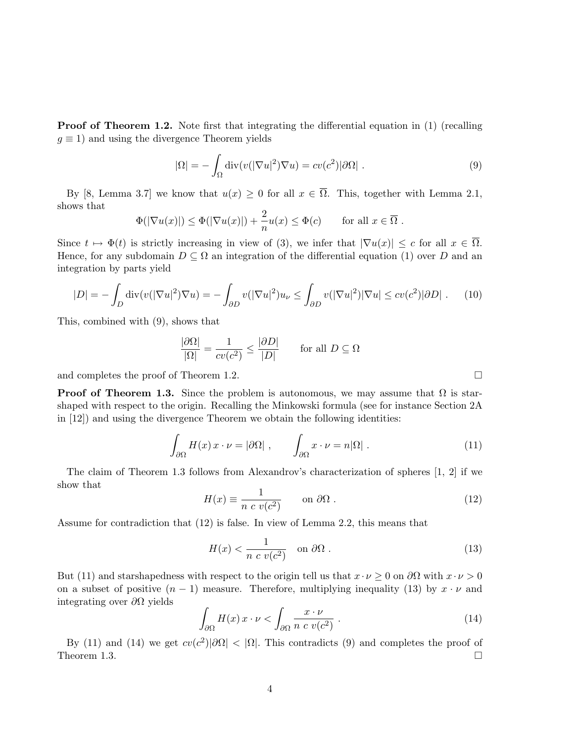**Proof of Theorem 1.2.** Note first that integrating the differential equation in (1) (recalling $g \equiv 1$) and using the divergence Theorem yields

$$|\Omega| = -\int_{\Omega} \mathrm{div}(v(|\nabla u|^2)\nabla u) = cv(c^2)|\partial\Omega| \, . \tag{9}$$

By [8, Lemma 3.7] we know that $u(x) \geq 0$ for all $x \in \overline{\Omega}$. This, together with Lemma 2.1, shows that

$$\Phi(|\nabla u(x)|) \leq \Phi(|\nabla u(x)|) + \frac{2}{n}u(x) \leq \Phi(c) \qquad \text{for all } x \in \overline{\Omega} \, .$$

Since $t \mapsto \Phi(t)$ is strictly increasing in view of (3), we infer that $|\nabla u(x)| \leq c$ for all $x \in \overline{\Omega}$. Hence, for any subdomain $D \subseteq \Omega$ an integration of the differential equation (1) over $D$ and an integration by parts yield

$$|D| = -\int_{D} \mathrm{div}(v(|\nabla u|^2)\nabla u) = -\int_{\partial D} v(|\nabla u|^2)u_\nu \leq \int_{\partial D} v(|\nabla u|^2)|\nabla u| \leq cv(c^2)|\partial D| \, . \tag{10}$$

This, combined with (9), shows that

$$\frac{|\partial\Omega|}{|\Omega|} = \frac{1}{cv(c^2)} \leq \frac{|\partial D|}{|D|} \qquad \text{for all } D \subseteq \Omega$$

and completes the proof of Theorem 1.2. □

**Proof of Theorem 1.3.** Since the problem is autonomous, we may assume that $\Omega$ is starshaped with respect to the origin. Recalling the Minkowski formula (see for instance Section 2A in [12]) and using the divergence Theorem we obtain the following identities:

$$\int_{\partial\Omega} H(x)\, x \cdot \nu = |\partial\Omega| \, , \qquad \int_{\partial\Omega} x \cdot \nu = n|\Omega| \, . \tag{11}$$

The claim of Theorem 1.3 follows from Alexandrov's characterization of spheres [1, 2] if we show that

$$H(x) \equiv \frac{1}{n\ c\ v(c^2)} \qquad \text{on } \partial\Omega \, . \tag{12}$$

Assume for contradiction that (12) is false. In view of Lemma 2.2, this means that

$$H(x) < \frac{1}{n\ c\ v(c^2)} \quad \text{on } \partial\Omega \, . \tag{13}$$

But (11) and starshapedness with respect to the origin tell us that $x \cdot \nu \geq 0$ on $\partial\Omega$ with $x \cdot \nu > 0$ on a subset of positive $(n-1)$ measure. Therefore, multiplying inequality (13) by $x \cdot \nu$ and integrating over $\partial\Omega$ yields

$$\int_{\partial\Omega} H(x)\, x \cdot \nu < \int_{\partial\Omega} \frac{x \cdot \nu}{n\ c\ v(c^2)} \, . \tag{14}$$

By (11) and (14) we get $cv(c^2)|\partial\Omega| < |\Omega|$. This contradicts (9) and completes the proof of Theorem 1.3. □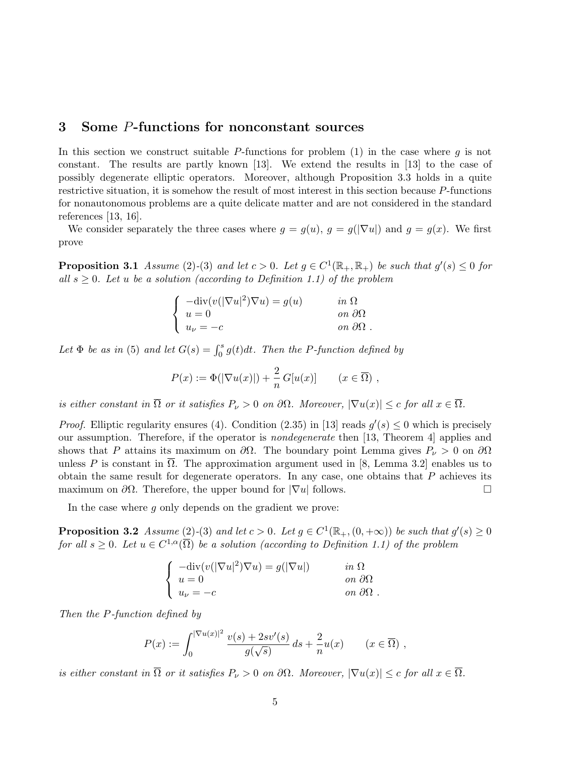## 3 Some $P$-functions for nonconstant sources

In this section we construct suitable $P$-functions for problem (1) in the case where $g$ is not constant. The results are partly known [13]. We extend the results in [13] to the case of possibly degenerate elliptic operators. Moreover, although Proposition 3.3 holds in a quite restrictive situation, it is somehow the result of most interest in this section because $P$-functions for nonautonomous problems are a quite delicate matter and are not considered in the standard references [13, 16].

We consider separately the three cases where $g = g(u)$, $g = g(|\nabla u|)$ and $g = g(x)$. We first prove

**Proposition 3.1** *Assume* (2)-(3) *and let $c > 0$. Let $g \in C^1(\mathbb{R}_+, \mathbb{R}_+)$ be such that $g'(s) \leq 0$ for all $s \geq 0$. Let $u$ be a solution (according to Definition 1.1) of the problem*

$$\begin{cases} -\text{div}(v(|\nabla u|^2)\nabla u) = g(u) & \text{in } \Omega \\ u = 0 & \text{on } \partial\Omega \\ u_\nu = -c & \text{on } \partial\Omega \ . \end{cases}$$

*Let $\Phi$ be as in* (5) *and let $G(s) = \int_0^s g(t)dt$. Then the $P$-function defined by*

$$P(x) := \Phi(|\nabla u(x)|) + \frac{2}{n} G[u(x)] \qquad (x \in \overline{\Omega}) \ ,$$

*is either constant in $\overline{\Omega}$ or it satisfies $P_\nu > 0$ on $\partial\Omega$. Moreover, $|\nabla u(x)| \leq c$ for all $x \in \overline{\Omega}$.*

*Proof.* Elliptic regularity ensures (4). Condition (2.35) in [13] reads $g'(s) \leq 0$ which is precisely our assumption. Therefore, if the operator is *nondegenerate* then [13, Theorem 4] applies and shows that $P$ attains its maximum on $\partial\Omega$. The boundary point Lemma gives $P_\nu > 0$ on $\partial\Omega$ unless $P$ is constant in $\overline{\Omega}$. The approximation argument used in [8, Lemma 3.2] enables us to obtain the same result for degenerate operators. In any case, one obtains that $P$ achieves its maximum on $\partial\Omega$. Therefore, the upper bound for $|\nabla u|$ follows. □

In the case where $g$ only depends on the gradient we prove:

**Proposition 3.2** *Assume* (2)-(3) *and let $c > 0$. Let $g \in C^1(\mathbb{R}_+, (0, +\infty))$ be such that $g'(s) \geq 0$ for all $s \geq 0$. Let $u \in C^{1,\alpha}(\overline{\Omega})$ be a solution (according to Definition 1.1) of the problem*

$$\begin{cases} -\text{div}(v(|\nabla u|^2)\nabla u) = g(|\nabla u|) & \text{in } \Omega \\ u = 0 & \text{on } \partial\Omega \\ u_\nu = -c & \text{on } \partial\Omega \ . \end{cases}$$

*Then the $P$-function defined by*

$$P(x) := \int_0^{|\nabla u(x)|^2} \frac{v(s) + 2sv'(s)}{g(\sqrt{s})} \, ds + \frac{2}{n} u(x) \qquad (x \in \overline{\Omega}) \ ,$$

*is either constant in $\overline{\Omega}$ or it satisfies $P_\nu > 0$ on $\partial\Omega$. Moreover, $|\nabla u(x)| \leq c$ for all $x \in \overline{\Omega}$.*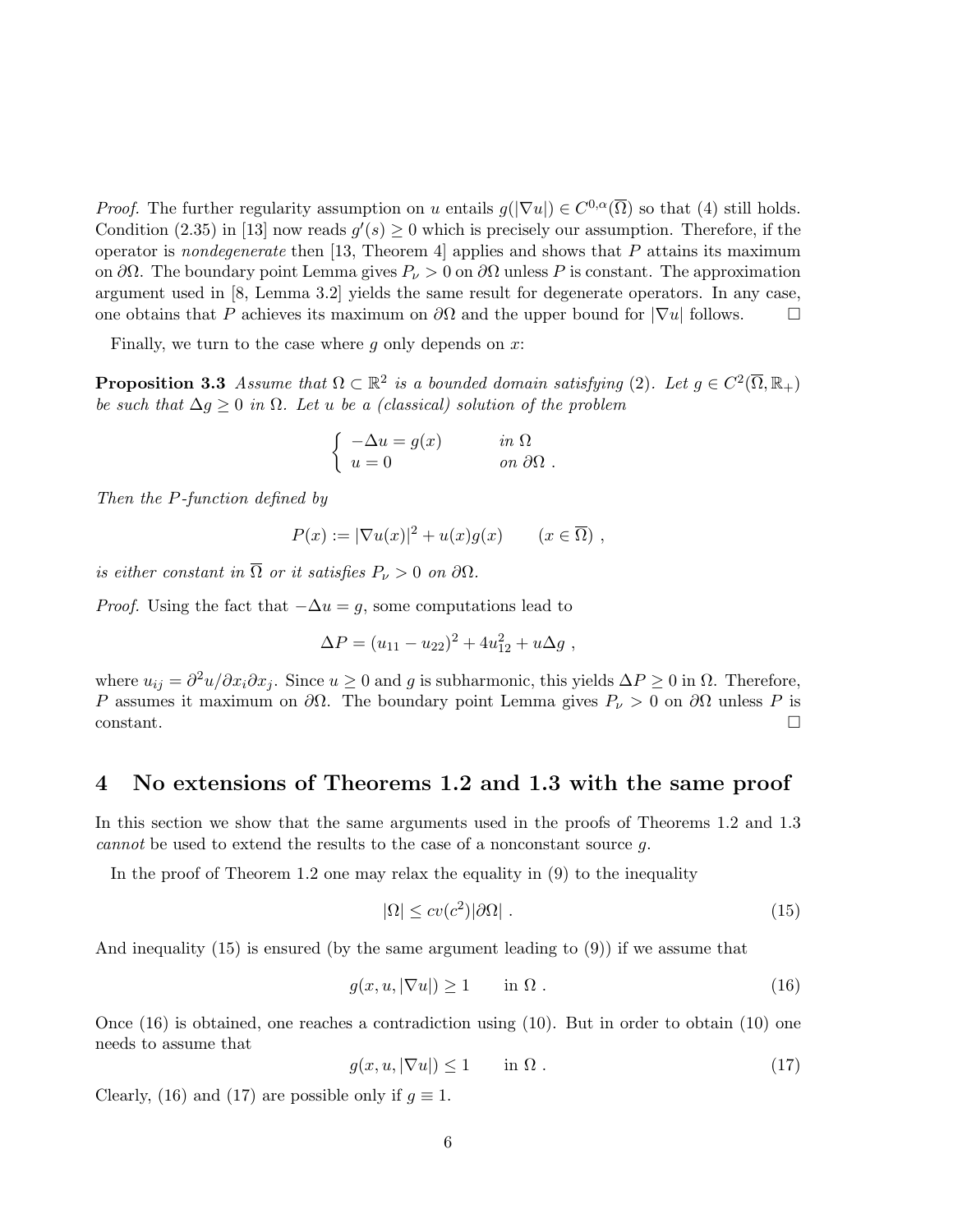*Proof.* The further regularity assumption on $u$ entails $g(|\nabla u|) \in C^{0,\alpha}(\overline{\Omega})$ so that (4) still holds. Condition (2.35) in [13] now reads $g'(s) \geq 0$ which is precisely our assumption. Therefore, if the operator is *nondegenerate* then [13, Theorem 4] applies and shows that $P$ attains its maximum on $\partial\Omega$. The boundary point Lemma gives $P_\nu > 0$ on $\partial\Omega$ unless $P$ is constant. The approximation argument used in [8, Lemma 3.2] yields the same result for degenerate operators. In any case, one obtains that $P$ achieves its maximum on $\partial\Omega$ and the upper bound for $|\nabla u|$ follows. $\square$

Finally, we turn to the case where $g$ only depends on $x$:

**Proposition 3.3** *Assume that $\Omega \subset \mathbb{R}^2$ is a bounded domain satisfying (2). Let $g \in C^2(\overline{\Omega}, \mathbb{R}_+)$ be such that $\Delta g \geq 0$ in $\Omega$. Let $u$ be a (classical) solution of the problem*

$$\begin{cases} -\Delta u = g(x) & \text{in } \Omega \\ u = 0 & \text{on } \partial\Omega \ . \end{cases}$$

*Then the $P$-function defined by*

$$P(x) := |\nabla u(x)|^2 + u(x)g(x) \qquad (x \in \overline{\Omega}) \ ,$$

*is either constant in $\overline{\Omega}$ or it satisfies $P_\nu > 0$ on $\partial\Omega$.*

*Proof.* Using the fact that $-\Delta u = g$, some computations lead to

$$\Delta P = (u_{11} - u_{22})^2 + 4u_{12}^2 + u\Delta g \ ,$$

where $u_{ij} = \partial^2 u/\partial x_i \partial x_j$. Since $u \geq 0$ and $g$ is subharmonic, this yields $\Delta P \geq 0$ in $\Omega$. Therefore, $P$ assumes it maximum on $\partial\Omega$. The boundary point Lemma gives $P_\nu > 0$ on $\partial\Omega$ unless $P$ is constant. $\square$

## 4 No extensions of Theorems 1.2 and 1.3 with the same proof

In this section we show that the same arguments used in the proofs of Theorems 1.2 and 1.3 *cannot* be used to extend the results to the case of a nonconstant source $g$.

In the proof of Theorem 1.2 one may relax the equality in (9) to the inequality

$$|\Omega| \leq cv(c^2)|\partial\Omega| \ . \tag{15}$$

And inequality (15) is ensured (by the same argument leading to (9)) if we assume that

$$g(x, u, |\nabla u|) \geq 1 \qquad \text{in } \Omega \ . \tag{16}$$

Once (16) is obtained, one reaches a contradiction using (10). But in order to obtain (10) one needs to assume that

$$g(x, u, |\nabla u|) \leq 1 \qquad \text{in } \Omega \ . \tag{17}$$

Clearly, (16) and (17) are possible only if $g \equiv 1$.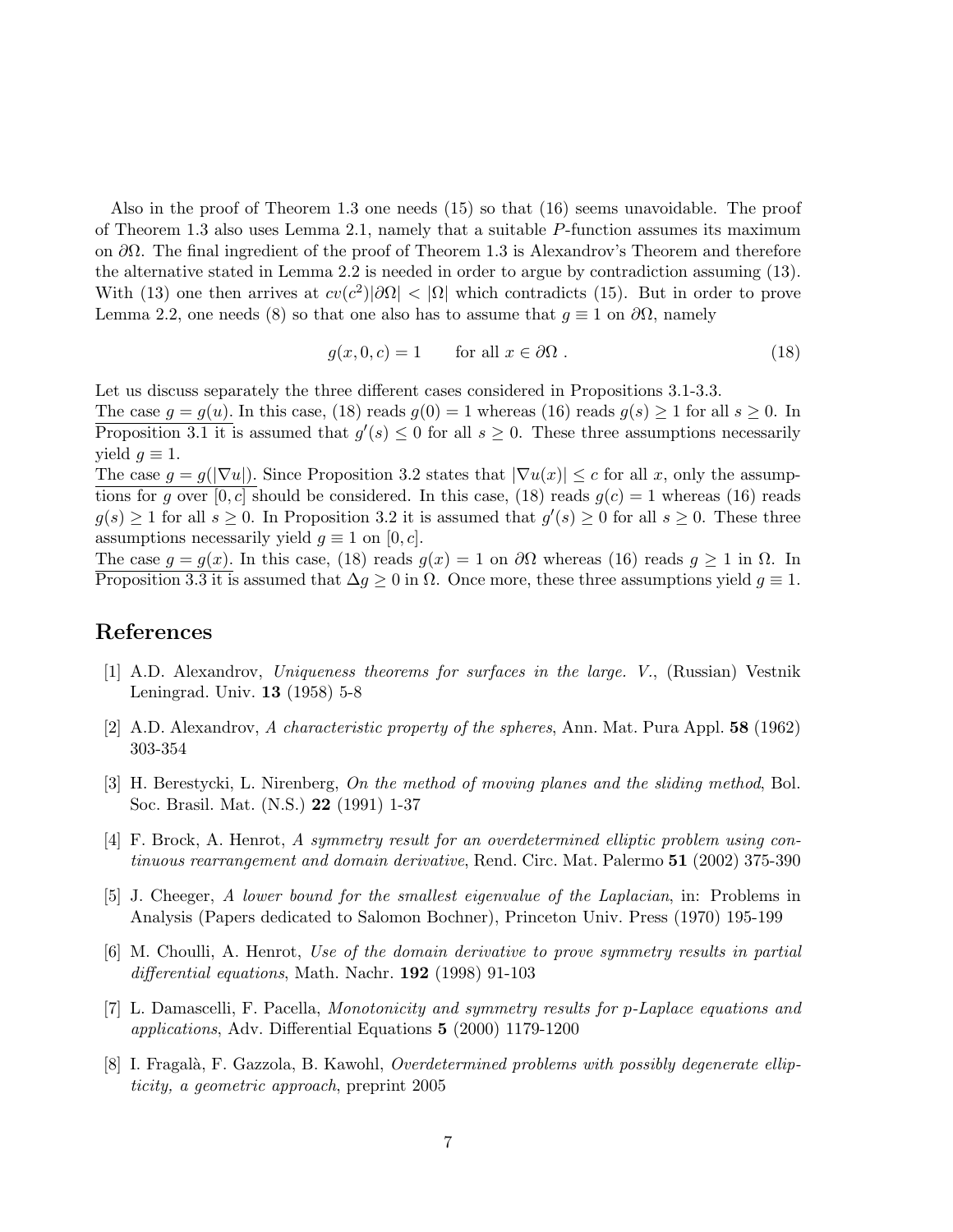Also in the proof of Theorem 1.3 one needs (15) so that (16) seems unavoidable. The proof of Theorem 1.3 also uses Lemma 2.1, namely that a suitable $P$-function assumes its maximum on $\partial\Omega$. The final ingredient of the proof of Theorem 1.3 is Alexandrov's Theorem and therefore the alternative stated in Lemma 2.2 is needed in order to argue by contradiction assuming (13). With (13) one then arrives at $cv(c^2)|\partial\Omega| < |\Omega|$ which contradicts (15). But in order to prove Lemma 2.2, one needs (8) so that one also has to assume that $g \equiv 1$ on $\partial\Omega$, namely

$$g(x, 0, c) = 1 \qquad \text{for all } x \in \partial\Omega \ . \tag{18}$$

Let us discuss separately the three different cases considered in Propositions 3.1-3.3.

The case $g = g(u)$. In this case, (18) reads $g(0) = 1$ whereas (16) reads $g(s) \geq 1$ for all $s \geq 0$. In Proposition 3.1 it is assumed that $g'(s) \leq 0$ for all $s \geq 0$. These three assumptions necessarily yield $g \equiv 1$.

The case $g = g(|\nabla u|)$. Since Proposition 3.2 states that $|\nabla u(x)| \leq c$ for all $x$, only the assumptions for $g$ over $[0, c]$ should be considered. In this case, (18) reads $g(c) = 1$ whereas (16) reads $g(s) \geq 1$ for all $s \geq 0$. In Proposition 3.2 it is assumed that $g'(s) \geq 0$ for all $s \geq 0$. These three assumptions necessarily yield $g \equiv 1$ on $[0, c]$.

The case $g = g(x)$. In this case, (18) reads $g(x) = 1$ on $\partial\Omega$ whereas (16) reads $g \geq 1$ in $\Omega$. In Proposition 3.3 it is assumed that $\Delta g \geq 0$ in $\Omega$. Once more, these three assumptions yield $g \equiv 1$.

## References

[1] A.D. Alexandrov, *Uniqueness theorems for surfaces in the large. V.*, (Russian) Vestnik Leningrad. Univ. **13** (1958) 5-8

[2] A.D. Alexandrov, *A characteristic property of the spheres*, Ann. Mat. Pura Appl. **58** (1962) 303-354

[3] H. Berestycki, L. Nirenberg, *On the method of moving planes and the sliding method*, Bol. Soc. Brasil. Mat. (N.S.) **22** (1991) 1-37

[4] F. Brock, A. Henrot, *A symmetry result for an overdetermined elliptic problem using continuous rearrangement and domain derivative*, Rend. Circ. Mat. Palermo **51** (2002) 375-390

[5] J. Cheeger, *A lower bound for the smallest eigenvalue of the Laplacian*, in: Problems in Analysis (Papers dedicated to Salomon Bochner), Princeton Univ. Press (1970) 195-199

[6] M. Choulli, A. Henrot, *Use of the domain derivative to prove symmetry results in partial differential equations*, Math. Nachr. **192** (1998) 91-103

[7] L. Damascelli, F. Pacella, *Monotonicity and symmetry results for p-Laplace equations and applications*, Adv. Differential Equations **5** (2000) 1179-1200

[8] I. Fragalà, F. Gazzola, B. Kawohl, *Overdetermined problems with possibly degenerate ellipticity, a geometric approach*, preprint 2005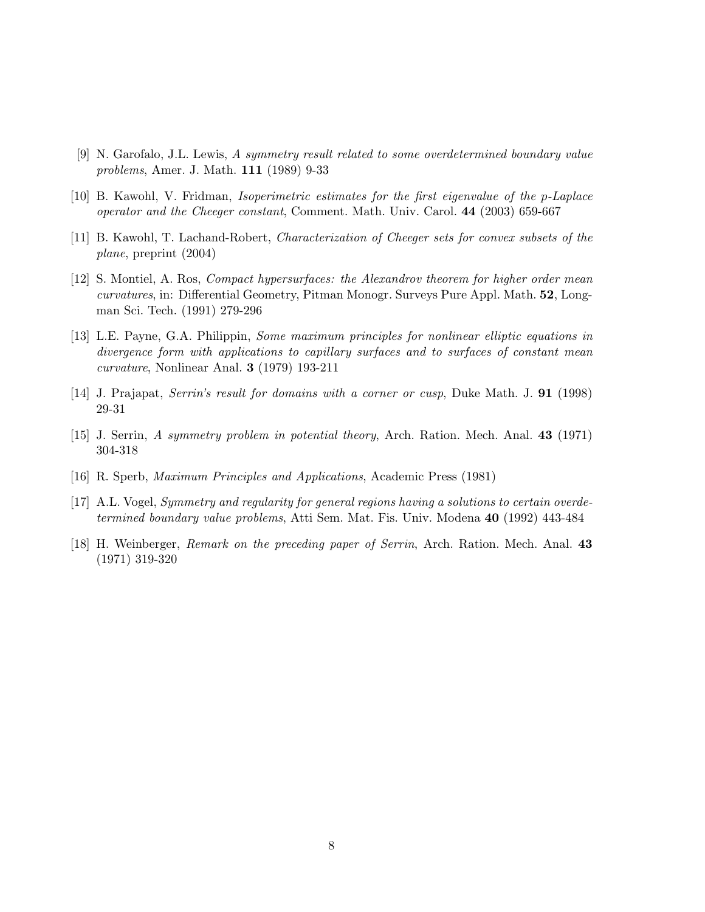[9] N. Garofalo, J.L. Lewis, *A symmetry result related to some overdetermined boundary value problems*, Amer. J. Math. **111** (1989) 9-33

[10] B. Kawohl, V. Fridman, *Isoperimetric estimates for the first eigenvalue of the p-Laplace operator and the Cheeger constant*, Comment. Math. Univ. Carol. **44** (2003) 659-667

[11] B. Kawohl, T. Lachand-Robert, *Characterization of Cheeger sets for convex subsets of the plane*, preprint (2004)

[12] S. Montiel, A. Ros, *Compact hypersurfaces: the Alexandrov theorem for higher order mean curvatures*, in: Differential Geometry, Pitman Monogr. Surveys Pure Appl. Math. **52**, Longman Sci. Tech. (1991) 279-296

[13] L.E. Payne, G.A. Philippin, *Some maximum principles for nonlinear elliptic equations in divergence form with applications to capillary surfaces and to surfaces of constant mean curvature*, Nonlinear Anal. **3** (1979) 193-211

[14] J. Prajapat, *Serrin's result for domains with a corner or cusp*, Duke Math. J. **91** (1998) 29-31

[15] J. Serrin, *A symmetry problem in potential theory*, Arch. Ration. Mech. Anal. **43** (1971) 304-318

[16] R. Sperb, *Maximum Principles and Applications*, Academic Press (1981)

[17] A.L. Vogel, *Symmetry and regularity for general regions having a solutions to certain overdetermined boundary value problems*, Atti Sem. Mat. Fis. Univ. Modena **40** (1992) 443-484

[18] H. Weinberger, *Remark on the preceding paper of Serrin*, Arch. Ration. Mech. Anal. **43** (1971) 319-320